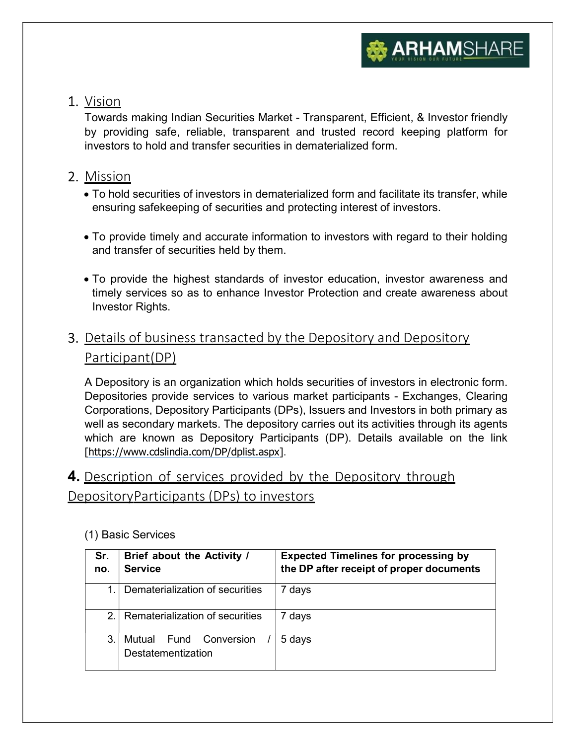## 1. Vision

Towards making Indian Securities Market - Transparent, Efficient, & Investor friendly by providing safe, reliable, transparent and trusted record keeping platform for investors to hold and transfer securities in dematerialized form.

## 2. Mission

- To hold securities of investors in dematerialized form and facilitate its transfer, while ensuring safekeeping of securities and protecting interest of investors.
- To provide timely and accurate information to investors with regard to their holding and transfer of securities held by them.
- To provide the highest standards of investor education, investor awareness and timely services so as to enhance Investor Protection and create awareness about Investor Rights.

## 3. Details of business transacted by the Depository and Depository Participant(DP)

A Depository is an organization which holds securities of investors in electronic form. Depositories provide services to various market participants - Exchanges, Clearing Corporations, Depository Participants (DPs), Issuers and Investors in both primary as well as secondary markets. The depository carries out its activities through its agents which are known as Depository Participants (DP). Details available on the link [https://www.cdslindia.com/DP/dplist.aspx].

## 4. Description of services provided by the Depository through DepositoryParticipants (DPs) to investors

(1) Basic Services

| Sr. no. | Brief about the Activity / Service | Expected Timelines for processing by the DP after receipt of proper documents |
|---|---|---|
| 1. | Dematerialization of securities | 7 days |
| 2. | Rematerialization of securities | 7 days |
| 3. | Mutual Fund Conversion / Destatementization | 5 days |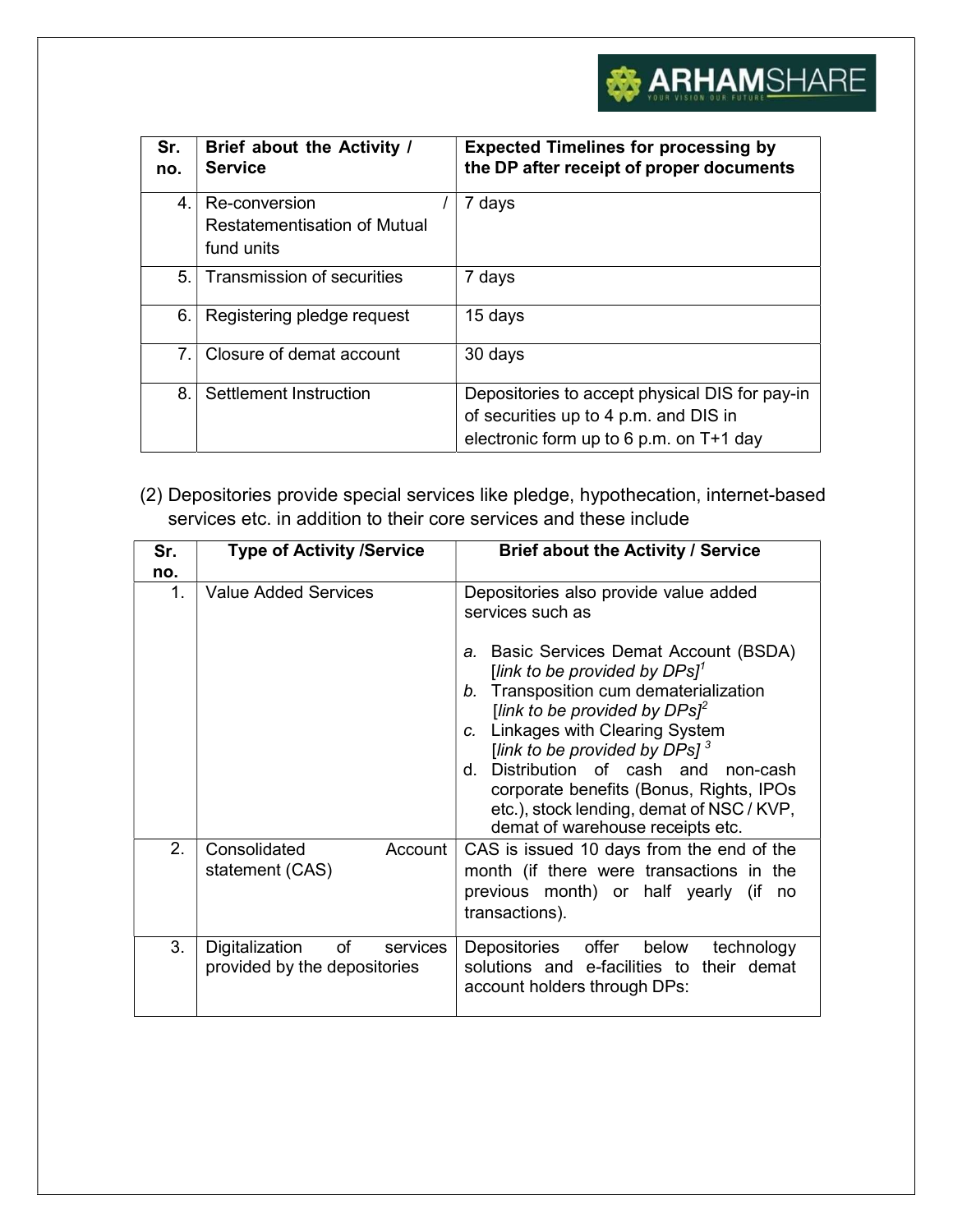| Sr. no. | Brief about the Activity / Service | Expected Timelines for processing by the DP after receipt of proper documents |
|---|---|---|
| 4. | Re-conversion / Restatementisation of Mutual fund units | 7 days |
| 5. | Transmission of securities | 7 days |
| 6. | Registering pledge request | 15 days |
| 7. | Closure of demat account | 30 days |
| 8. | Settlement Instruction | Depositories to accept physical DIS for pay-in of securities up to 4 p.m. and DIS in electronic form up to 6 p.m. on T+1 day |

(2) Depositories provide special services like pledge, hypothecation, internet-based services etc. in addition to their core services and these include

| Sr. no. | Type of Activity /Service | Brief about the Activity / Service |
|---|---|---|
| 1. | Value Added Services | Depositories also provide value added services such as<br><br>a. Basic Services Demat Account (BSDA) [*link to be provided by DPs*][1]<br>b. Transposition cum dematerialization [*link to be provided by DPs*][2]<br>c. Linkages with Clearing System [*link to be provided by DPs*][3]<br>d. Distribution of cash and non-cash corporate benefits (Bonus, Rights, IPOs etc.), stock lending, demat of NSC / KVP, demat of warehouse receipts etc. |
| 2. | Consolidated Account statement (CAS) | CAS is issued 10 days from the end of the month (if there were transactions in the previous month) or half yearly (if no transactions). |
| 3. | Digitalization of services provided by the depositories | Depositories offer below technology solutions and e-facilities to their demat account holders through DPs: |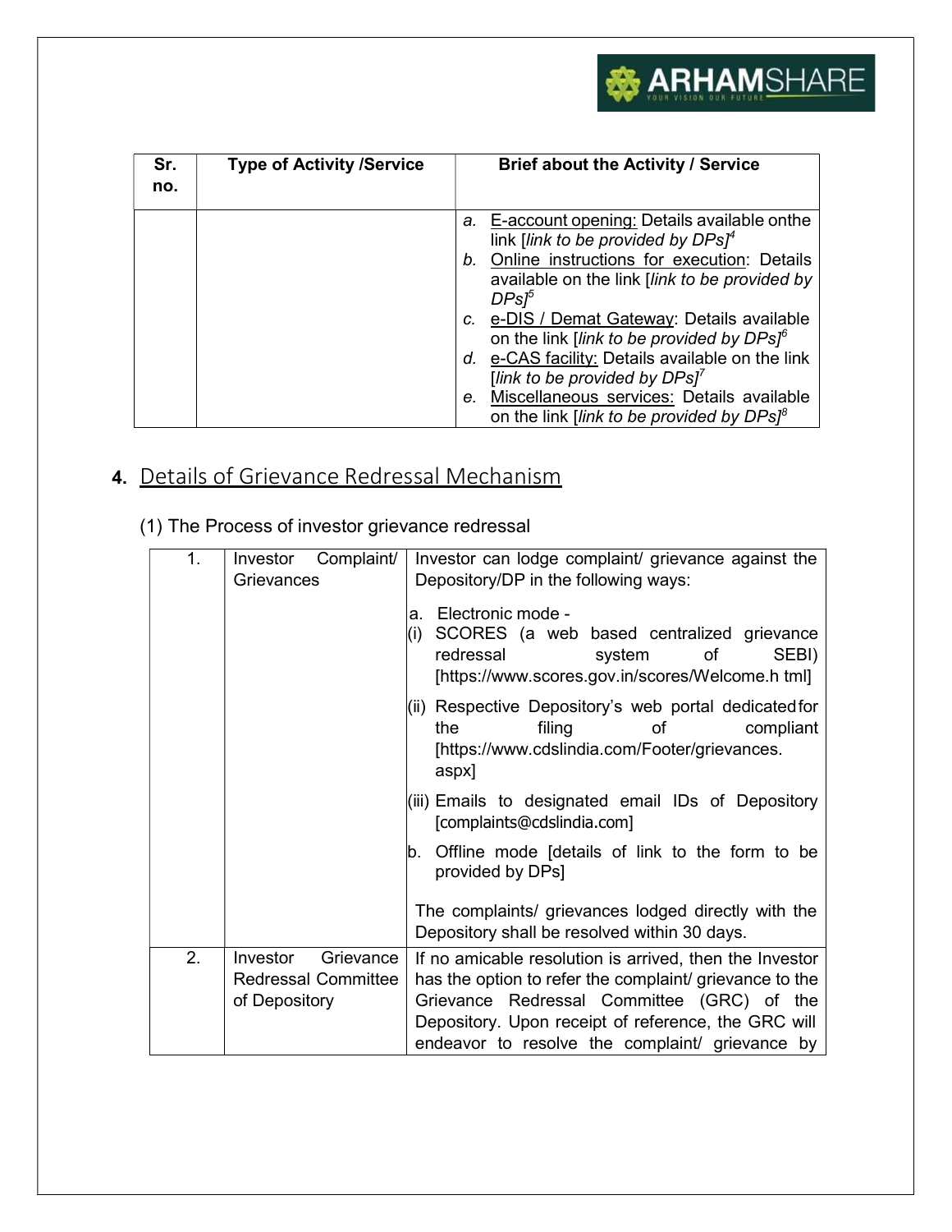| Sr. no. | Type of Activity /Service | Brief about the Activity / Service |
|---|---|---|
| | | a. E-account opening: Details available onthe link [*link to be provided by DPs*][4]<br>b. Online instructions for execution: Details available on the link [*link to be provided by DPs*][5]<br>c. e-DIS / Demat Gateway: Details available on the link [*link to be provided by DPs*][6]<br>d. e-CAS facility: Details available on the link [*link to be provided by DPs*][7]<br>e. Miscellaneous services: Details available on the link [*link to be provided by DPs*][8] |

## 4. Details of Grievance Redressal Mechanism

(1) The Process of investor grievance redressal

| | | |
|---|---|---|
| 1. | Investor Complaint/ Grievances | Investor can lodge complaint/ grievance against the Depository/DP in the following ways:<br><br>a. Electronic mode -<br>(i) SCORES (a web based centralized grievance redressal system of SEBI) [https://www.scores.gov.in/scores/Welcome.html]<br>(ii) Respective Depository's web portal dedicated for the filing of compliant [https://www.cdslindia.com/Footer/grievances.aspx]<br>(iii) Emails to designated email IDs of Depository [complaints@cdslindia.com]<br>b. Offline mode [details of link to the form to be provided by DPs]<br><br>The complaints/ grievances lodged directly with the Depository shall be resolved within 30 days. |
| 2. | Investor Grievance Redressal Committee of Depository | If no amicable resolution is arrived, then the Investor has the option to refer the complaint/ grievance to the Grievance Redressal Committee (GRC) of the Depository. Upon receipt of reference, the GRC will endeavor to resolve the complaint/ grievance by |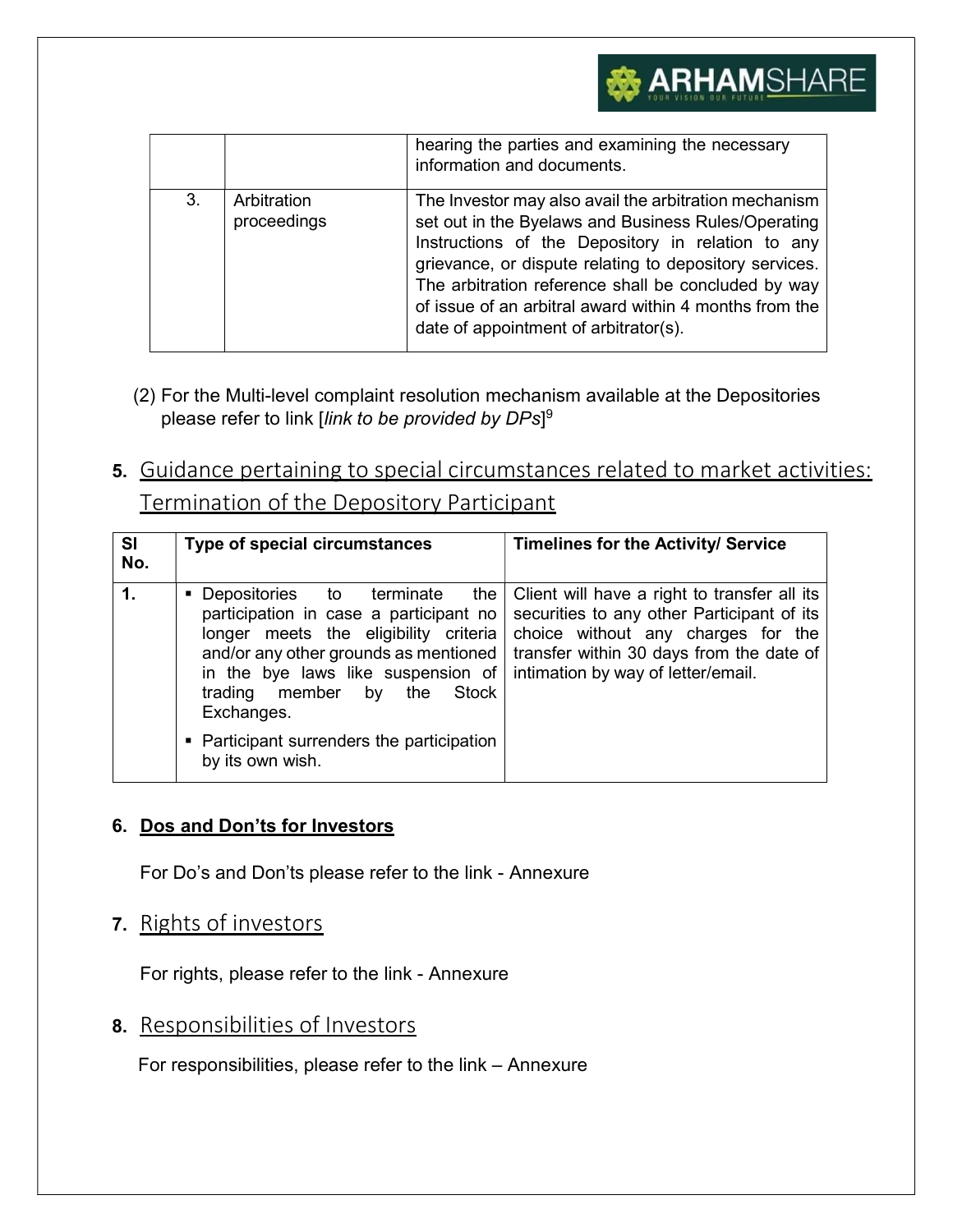| | | |
|---|---|---|
| | | hearing the parties and examining the necessary information and documents. |
| 3. | Arbitration proceedings | The Investor may also avail the arbitration mechanism set out in the Byelaws and Business Rules/Operating Instructions of the Depository in relation to any grievance, or dispute relating to depository services. The arbitration reference shall be concluded by way of issue of an arbitral award within 4 months from the date of appointment of arbitrator(s). |

(2) For the Multi-level complaint resolution mechanism available at the Depositories please refer to link [*link to be provided by DPs*][9]

## 5. Guidance pertaining to special circumstances related to market activities: Termination of the Depository Participant

| Sl No. | Type of special circumstances | Timelines for the Activity/ Service |
|---|---|---|
| **1.** | ▪ Depositories to terminate the participation in case a participant no longer meets the eligibility criteria and/or any other grounds as mentioned in the bye laws like suspension of trading member by the Stock Exchanges.<br>▪ Participant surrenders the participation by its own wish. | Client will have a right to transfer all its securities to any other Participant of its choice without any charges for the transfer within 30 days from the date of intimation by way of letter/email. |

### 6. Dos and Don'ts for Investors

For Do's and Don'ts please refer to the link - Annexure

## 7. Rights of investors

For rights, please refer to the link - Annexure

## 8. Responsibilities of Investors

For responsibilities, please refer to the link – Annexure